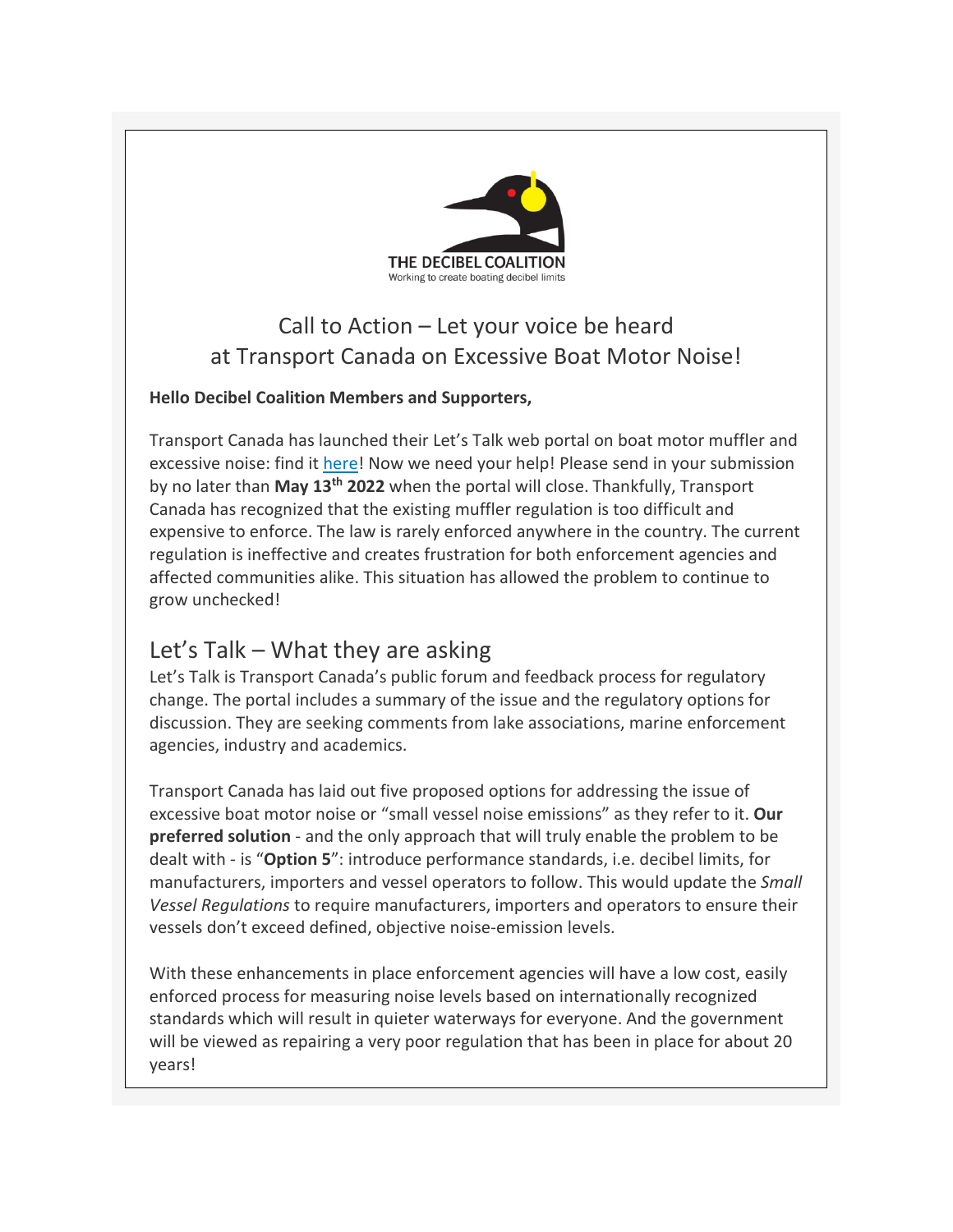THE DECIBEL COALITION

Working to create boating decibel limits

# Call to Action – Let your voice be heard at Transport Canada on Excessive Boat Motor Noise!

**Hello Decibel Coalition Members and Supporters,**

Transport Canada has launched their Let's Talk web portal on boat motor muffler and excessive noise: find it here! Now we need your help! Please send in your submission by no later than **May 13th 2022** when the portal will close. Thankfully, Transport Canada has recognized that the existing muffler regulation is too difficult and expensive to enforce. The law is rarely enforced anywhere in the country. The current regulation is ineffective and creates frustration for both enforcement agencies and affected communities alike. This situation has allowed the problem to continue to grow unchecked!

## Let's Talk – What they are asking

Let's Talk is Transport Canada's public forum and feedback process for regulatory change. The portal includes a summary of the issue and the regulatory options for discussion. They are seeking comments from lake associations, marine enforcement agencies, industry and academics.

Transport Canada has laid out five proposed options for addressing the issue of excessive boat motor noise or "small vessel noise emissions" as they refer to it. **Our preferred solution** - and the only approach that will truly enable the problem to be dealt with - is "**Option 5**": introduce performance standards, i.e. decibel limits, for manufacturers, importers and vessel operators to follow. This would update the *Small Vessel Regulations* to require manufacturers, importers and operators to ensure their vessels don't exceed defined, objective noise-emission levels.

With these enhancements in place enforcement agencies will have a low cost, easily enforced process for measuring noise levels based on internationally recognized standards which will result in quieter waterways for everyone. And the government will be viewed as repairing a very poor regulation that has been in place for about 20 years!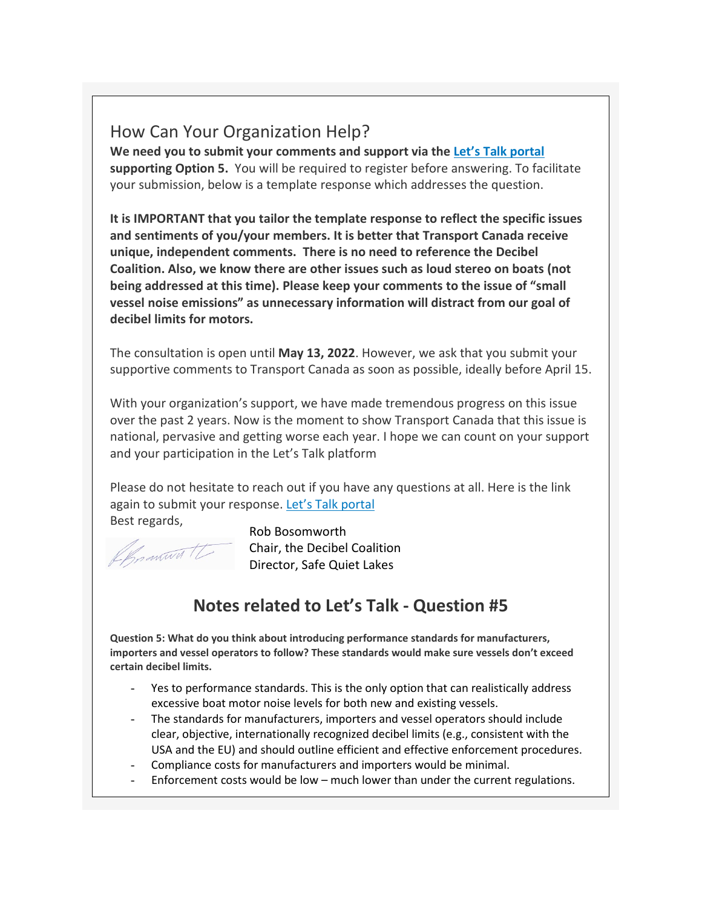## How Can Your Organization Help?

**We need you to submit your comments and support via the Let's Talk portal supporting Option 5.** You will be required to register before answering. To facilitate your submission, below is a template response which addresses the question.

**It is IMPORTANT that you tailor the template response to reflect the specific issues and sentiments of you/your members. It is better that Transport Canada receive unique, independent comments. There is no need to reference the Decibel Coalition. Also, we know there are other issues such as loud stereo on boats (not being addressed at this time). Please keep your comments to the issue of "small vessel noise emissions" as unnecessary information will distract from our goal of decibel limits for motors.**

The consultation is open until **May 13, 2022**. However, we ask that you submit your supportive comments to Transport Canada as soon as possible, ideally before April 15.

With your organization's support, we have made tremendous progress on this issue over the past 2 years. Now is the moment to show Transport Canada that this issue is national, pervasive and getting worse each year. I hope we can count on your support and your participation in the Let's Talk platform

Please do not hesitate to reach out if you have any questions at all. Here is the link again to submit your response. Let's Talk portal

Best regards,

Rob Bosomworth
Chair, the Decibel Coalition
Director, Safe Quiet Lakes

## Notes related to Let's Talk - Question #5

**Question 5: What do you think about introducing performance standards for manufacturers, importers and vessel operators to follow? These standards would make sure vessels don't exceed certain decibel limits.**

- Yes to performance standards. This is the only option that can realistically address excessive boat motor noise levels for both new and existing vessels.
- The standards for manufacturers, importers and vessel operators should include clear, objective, internationally recognized decibel limits (e.g., consistent with the USA and the EU) and should outline efficient and effective enforcement procedures.
- Compliance costs for manufacturers and importers would be minimal.
- Enforcement costs would be low – much lower than under the current regulations.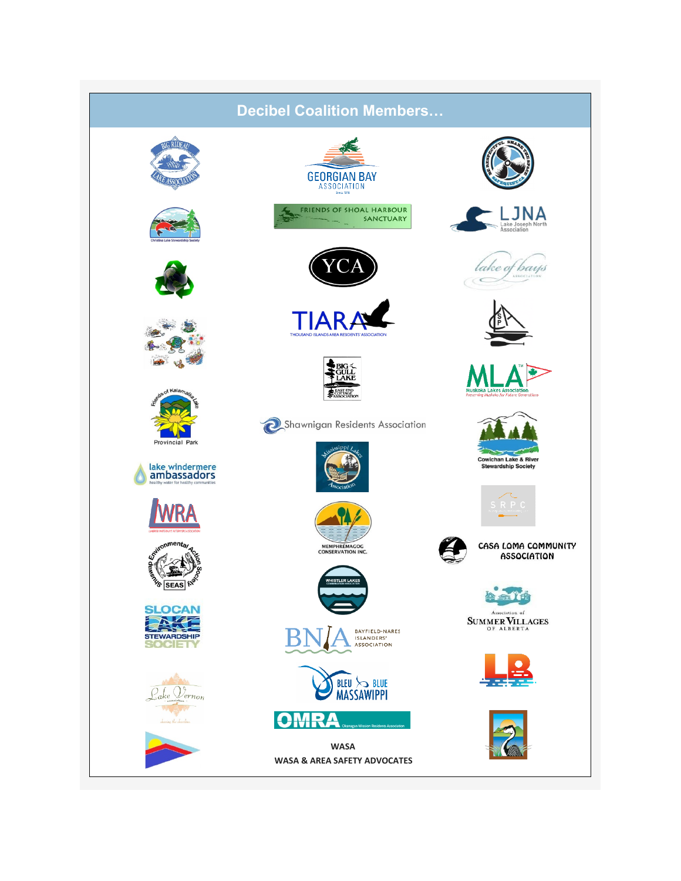## Decibel Coalition Members…

BIG RIDEAU LAKE ASSOCIATION

GEORGIAN BAY ASSOCIATION

BE RESPECTFUL SHARE THE SPACE SAFEQUITTER.CA

Christina Lake Stewardship Society

FRIENDS OF SHOAL HARBOUR SANCTUARY

LJNA Lake Joseph North Association

YCA

lake of bays ASSOCIATION

TIARA THOUSAND ISLANDS AREA RESIDENTS' ASSOCIATION

SP

BIG GULL LAKE EAST END COTTAGE ASSOCIATION

MLA Muskoka Lakes Association Preserving Muskoka for Future Generations

Friends of Kalamalka Lake Provincial Park

Shawnigan Residents Association

Cowichan Lake & River Stewardship Society

lake windermere ambassadors healthy water for healthy communities

Mississippi Lakes Association

SRPC

LWRA

MEMPHRÉMAGOG CONSERVATION INC.

CASA LOMA COMMUNITY ASSOCIATION

Shuswap Environmental Action Society SEAS

WHISTLER LAKES CONSERVATION ASSOCIATION

Association of Summer Villages of Alberta

SLOCAN LAKE STEWARDSHIP SOCIETY

BNIA BAYFIELD-NARES ISLANDERS' ASSOCIATION

LB

Lake Vernon Association

BLEU BLUE MASSAWIPPI

OMRA Okanagan Mission Residents Association

WASA

WASA & AREA SAFETY ADVOCATES